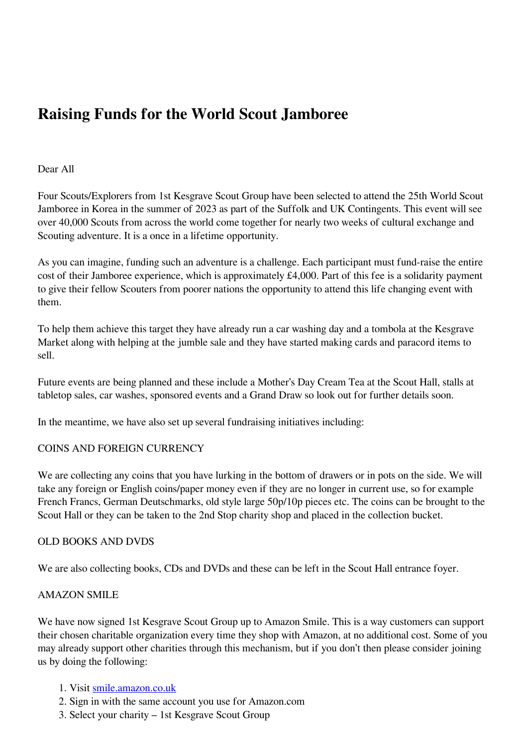# Raising Funds for the World Scout Jamboree

Dear All

Four Scouts/Explorers from 1st Kesgrave Scout Group have been selected to attend the 25th World Scout Jamboree in Korea in the summer of 2023 as part of the Suffolk and UK Contingents. This event will see over 40,000 Scouts from across the world come together for nearly two weeks of cultural exchange and Scouting adventure. It is a once in a lifetime opportunity.

As you can imagine, funding such an adventure is a challenge. Each participant must fund-raise the entire cost of their Jamboree experience, which is approximately £4,000. Part of this fee is a solidarity payment to give their fellow Scouters from poorer nations the opportunity to attend this life changing event with them.

To help them achieve this target they have already run a car washing day and a tombola at the Kesgrave Market along with helping at the jumble sale and they have started making cards and paracord items to sell.

Future events are being planned and these include a Mother's Day Cream Tea at the Scout Hall, stalls at tabletop sales, car washes, sponsored events and a Grand Draw so look out for further details soon.

In the meantime, we have also set up several fundraising initiatives including:

COINS AND FOREIGN CURRENCY

We are collecting any coins that you have lurking in the bottom of drawers or in pots on the side. We will take any foreign or English coins/paper money even if they are no longer in current use, so for example French Francs, German Deutschmarks, old style large 50p/10p pieces etc. The coins can be brought to the Scout Hall or they can be taken to the 2nd Stop charity shop and placed in the collection bucket.

OLD BOOKS AND DVDS

We are also collecting books, CDs and DVDs and these can be left in the Scout Hall entrance foyer.

AMAZON SMILE

We have now signed 1st Kesgrave Scout Group up to Amazon Smile. This is a way customers can support their chosen charitable organization every time they shop with Amazon, at no additional cost. Some of you may already support other charities through this mechanism, but if you don't then please consider joining us by doing the following:

1. Visit [smile.amazon.co.uk](smile.amazon.co.uk)
2. Sign in with the same account you use for Amazon.com
3. Select your charity – 1st Kesgrave Scout Group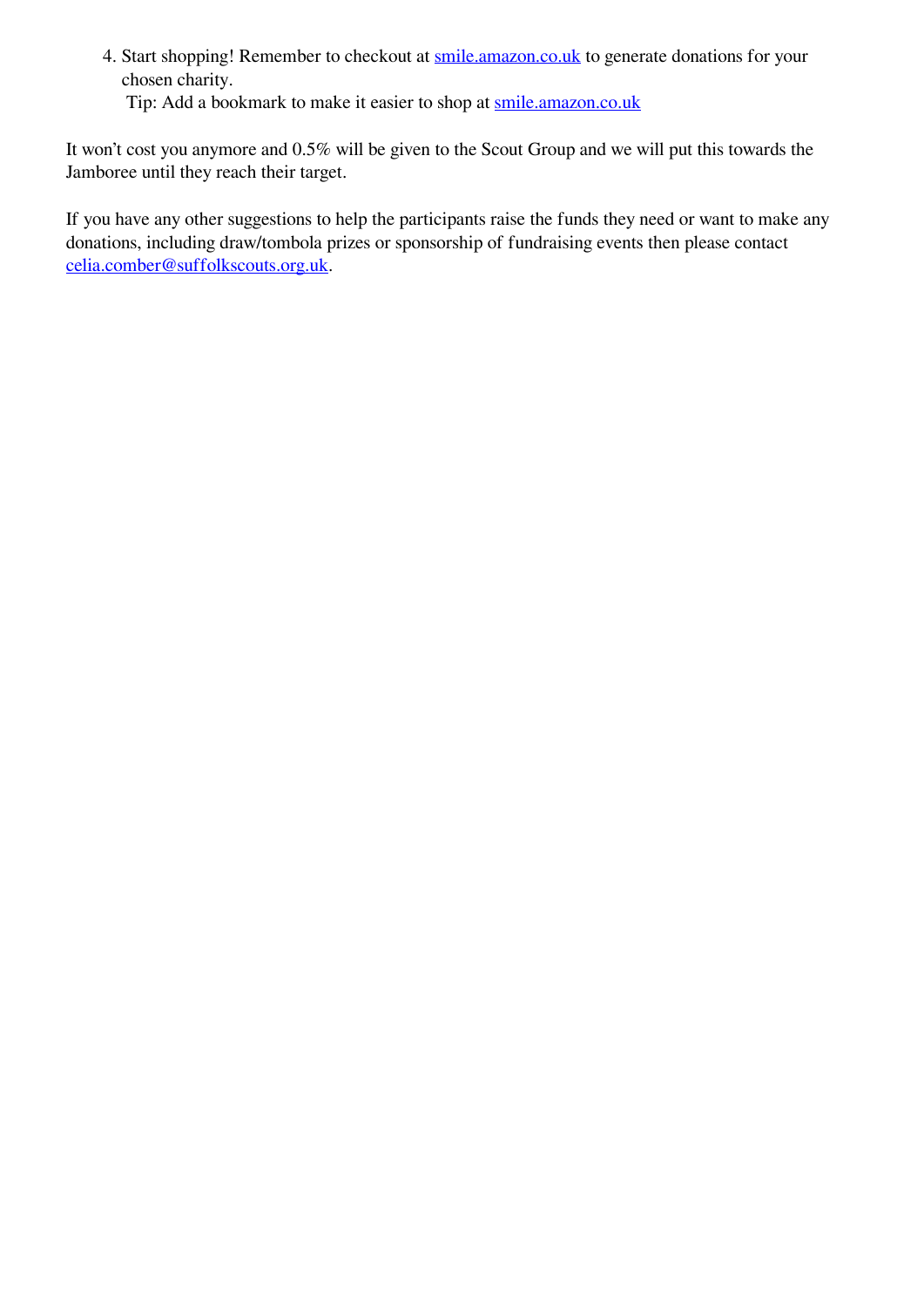4. Start shopping! Remember to checkout at smile.amazon.co.uk to generate donations for your chosen charity.
   Tip: Add a bookmark to make it easier to shop at smile.amazon.co.uk

It won't cost you anymore and 0.5% will be given to the Scout Group and we will put this towards the Jamboree until they reach their target.

If you have any other suggestions to help the participants raise the funds they need or want to make any donations, including draw/tombola prizes or sponsorship of fundraising events then please contact celia.comber@suffolkscouts.org.uk.